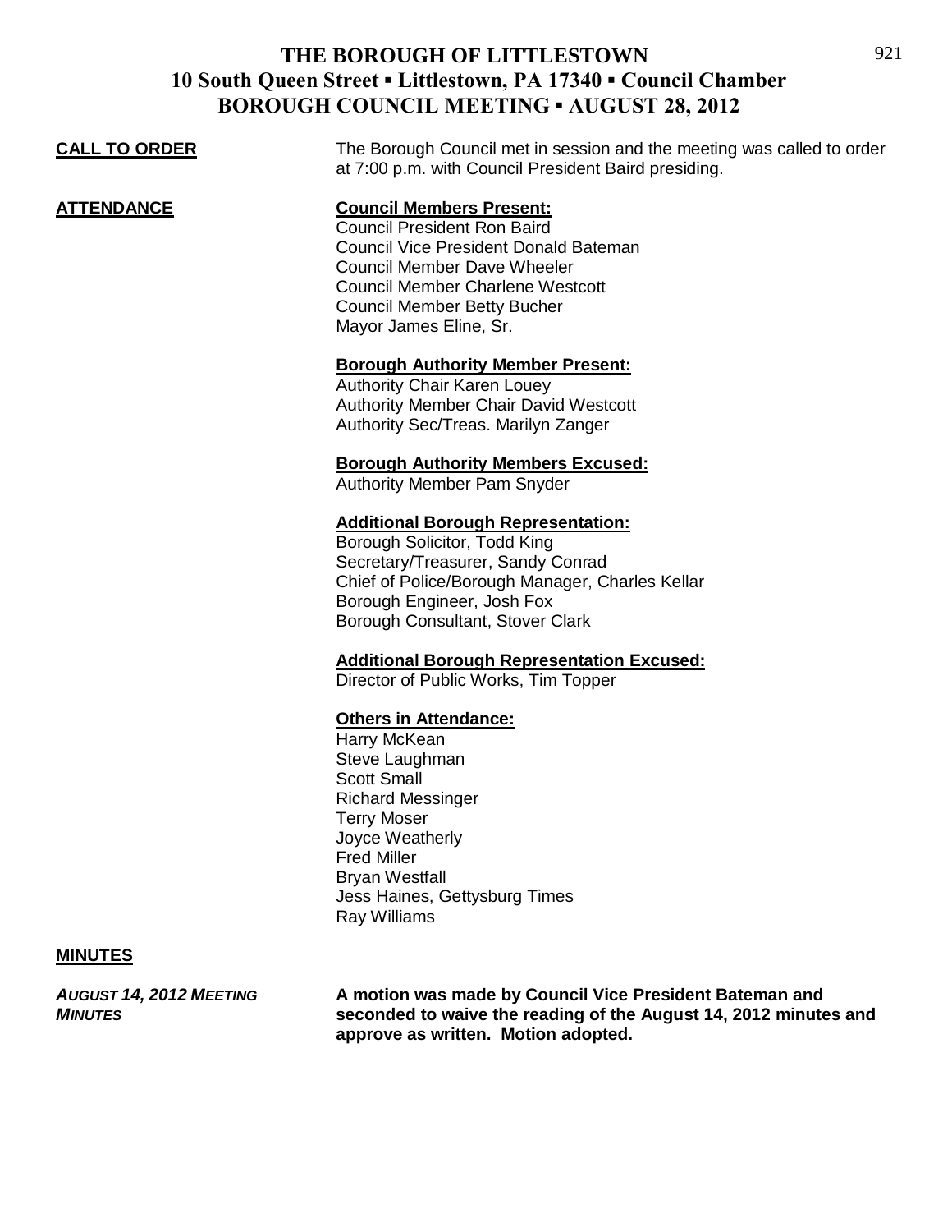# THE BOROUGH OF LITTLESTOWN
## 10 South Queen Street ▪ Littlestown, PA 17340 ▪ Council Chamber
## BOROUGH COUNCIL MEETING ▪ AUGUST 28, 2012

**CALL TO ORDER**

The Borough Council met in session and the meeting was called to order at 7:00 p.m. with Council President Baird presiding.

**ATTENDANCE**

**Council Members Present:**
Council President Ron Baird
Council Vice President Donald Bateman
Council Member Dave Wheeler
Council Member Charlene Westcott
Council Member Betty Bucher
Mayor James Eline, Sr.

**Borough Authority Member Present:**
Authority Chair Karen Louey
Authority Member Chair David Westcott
Authority Sec/Treas. Marilyn Zanger

**Borough Authority Members Excused:**
Authority Member Pam Snyder

**Additional Borough Representation:**
Borough Solicitor, Todd King
Secretary/Treasurer, Sandy Conrad
Chief of Police/Borough Manager, Charles Kellar
Borough Engineer, Josh Fox
Borough Consultant, Stover Clark

**Additional Borough Representation Excused:**
Director of Public Works, Tim Topper

**Others in Attendance:**
Harry McKean
Steve Laughman
Scott Small
Richard Messinger
Terry Moser
Joyce Weatherly
Fred Miller
Bryan Westfall
Jess Haines, Gettysburg Times
Ray Williams

**MINUTES**

***AUGUST 14, 2012 MEETING MINUTES***

**A motion was made by Council Vice President Bateman and seconded to waive the reading of the August 14, 2012 minutes and approve as written. Motion adopted.**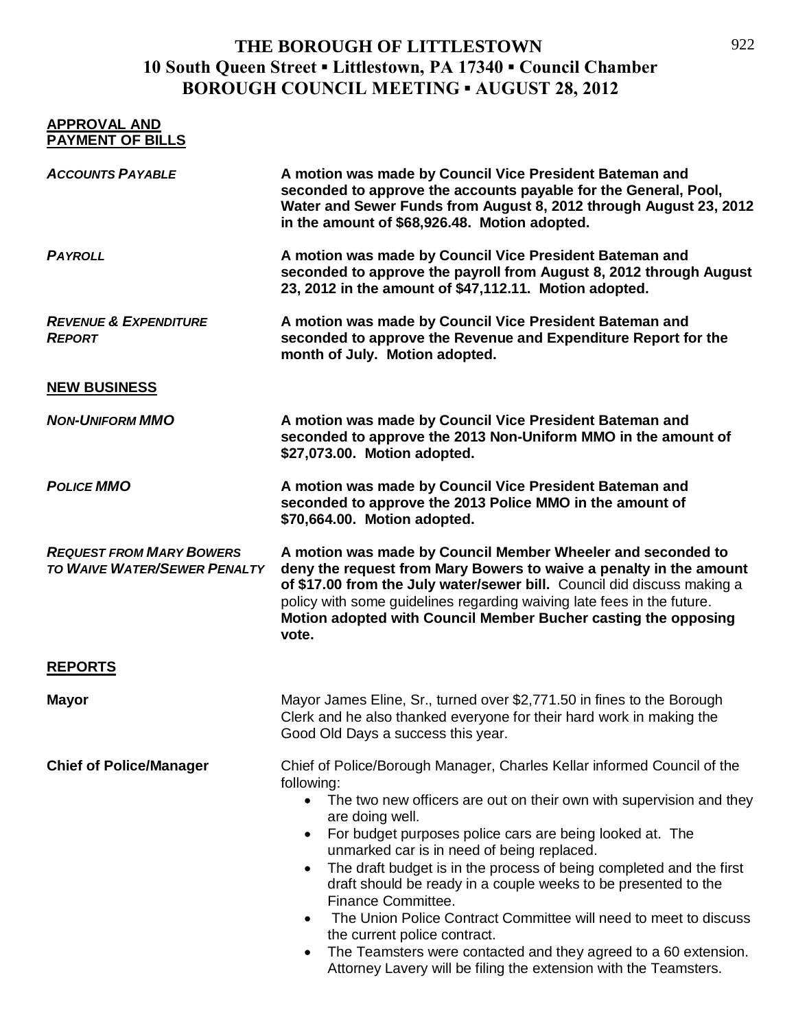# THE BOROUGH OF LITTLESTOWN
## 10 South Queen Street ▪ Littlestown, PA 17340 ▪ Council Chamber
## BOROUGH COUNCIL MEETING ▪ AUGUST 28, 2012

**APPROVAL AND PAYMENT OF BILLS**

***ACCOUNTS PAYABLE*** — **A motion was made by Council Vice President Bateman and seconded to approve the accounts payable for the General, Pool, Water and Sewer Funds from August 8, 2012 through August 23, 2012 in the amount of $68,926.48. Motion adopted.**

***PAYROLL*** — **A motion was made by Council Vice President Bateman and seconded to approve the payroll from August 8, 2012 through August 23, 2012 in the amount of $47,112.11. Motion adopted.**

***REVENUE & EXPENDITURE REPORT*** — **A motion was made by Council Vice President Bateman and seconded to approve the Revenue and Expenditure Report for the month of July. Motion adopted.**

**NEW BUSINESS**

***NON-UNIFORM MMO*** — **A motion was made by Council Vice President Bateman and seconded to approve the 2013 Non-Uniform MMO in the amount of $27,073.00. Motion adopted.**

***POLICE MMO*** — **A motion was made by Council Vice President Bateman and seconded to approve the 2013 Police MMO in the amount of $70,664.00. Motion adopted.**

***REQUEST FROM MARY BOWERS TO WAIVE WATER/SEWER PENALTY*** — **A motion was made by Council Member Wheeler and seconded to deny the request from Mary Bowers to waive a penalty in the amount of $17.00 from the July water/sewer bill.** Council did discuss making a policy with some guidelines regarding waiving late fees in the future. **Motion adopted with Council Member Bucher casting the opposing vote.**

**REPORTS**

**Mayor** — Mayor James Eline, Sr., turned over $2,771.50 in fines to the Borough Clerk and he also thanked everyone for their hard work in making the Good Old Days a success this year.

**Chief of Police/Manager** — Chief of Police/Borough Manager, Charles Kellar informed Council of the following:

- The two new officers are out on their own with supervision and they are doing well.
- For budget purposes police cars are being looked at. The unmarked car is in need of being replaced.
- The draft budget is in the process of being completed and the first draft should be ready in a couple weeks to be presented to the Finance Committee.
- The Union Police Contract Committee will need to meet to discuss the current police contract.
- The Teamsters were contacted and they agreed to a 60 extension. Attorney Lavery will be filing the extension with the Teamsters.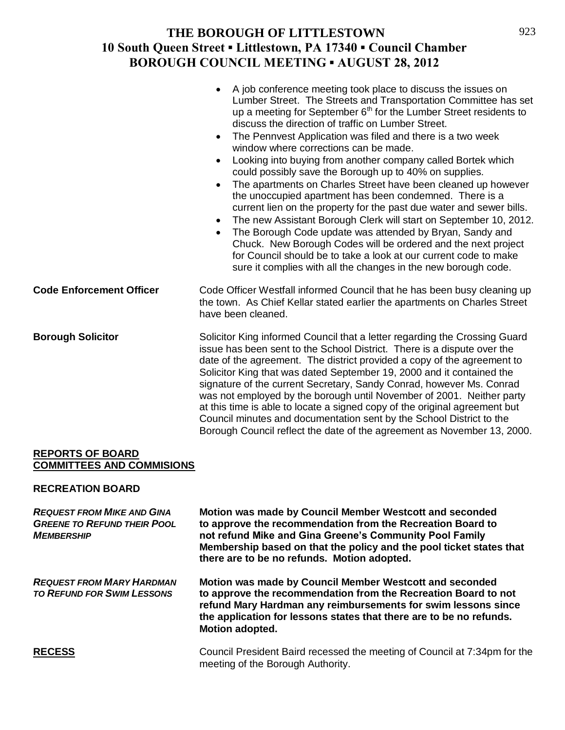- A job conference meeting took place to discuss the issues on Lumber Street. The Streets and Transportation Committee has set up a meeting for September 6th for the Lumber Street residents to discuss the direction of traffic on Lumber Street.
- The Pennvest Application was filed and there is a two week window where corrections can be made.
- Looking into buying from another company called Bortek which could possibly save the Borough up to 40% on supplies.
- The apartments on Charles Street have been cleaned up however the unoccupied apartment has been condemned. There is a current lien on the property for the past due water and sewer bills.
- The new Assistant Borough Clerk will start on September 10, 2012.
- The Borough Code update was attended by Bryan, Sandy and Chuck. New Borough Codes will be ordered and the next project for Council should be to take a look at our current code to make sure it complies with all the changes in the new borough code.

**Code Enforcement Officer**

Code Officer Westfall informed Council that he has been busy cleaning up the town. As Chief Kellar stated earlier the apartments on Charles Street have been cleaned.

**Borough Solicitor**

Solicitor King informed Council that a letter regarding the Crossing Guard issue has been sent to the School District. There is a dispute over the date of the agreement. The district provided a copy of the agreement to Solicitor King that was dated September 19, 2000 and it contained the signature of the current Secretary, Sandy Conrad, however Ms. Conrad was not employed by the borough until November of 2001. Neither party at this time is able to locate a signed copy of the original agreement but Council minutes and documentation sent by the School District to the Borough Council reflect the date of the agreement as November 13, 2000.

## REPORTS OF BOARD COMMITTEES AND COMMISIONS

### RECREATION BOARD

***REQUEST FROM MIKE AND GINA GREENE TO REFUND THEIR POOL MEMBERSHIP***

**Motion was made by Council Member Westcott and seconded to approve the recommendation from the Recreation Board to not refund Mike and Gina Greene's Community Pool Family Membership based on that the policy and the pool ticket states that there are to be no refunds. Motion adopted.**

***REQUEST FROM MARY HARDMAN TO REFUND FOR SWIM LESSONS***

**Motion was made by Council Member Westcott and seconded to approve the recommendation from the Recreation Board to not refund Mary Hardman any reimbursements for swim lessons since the application for lessons states that there are to be no refunds. Motion adopted.**

**RECESS**

Council President Baird recessed the meeting of Council at 7:34pm for the meeting of the Borough Authority.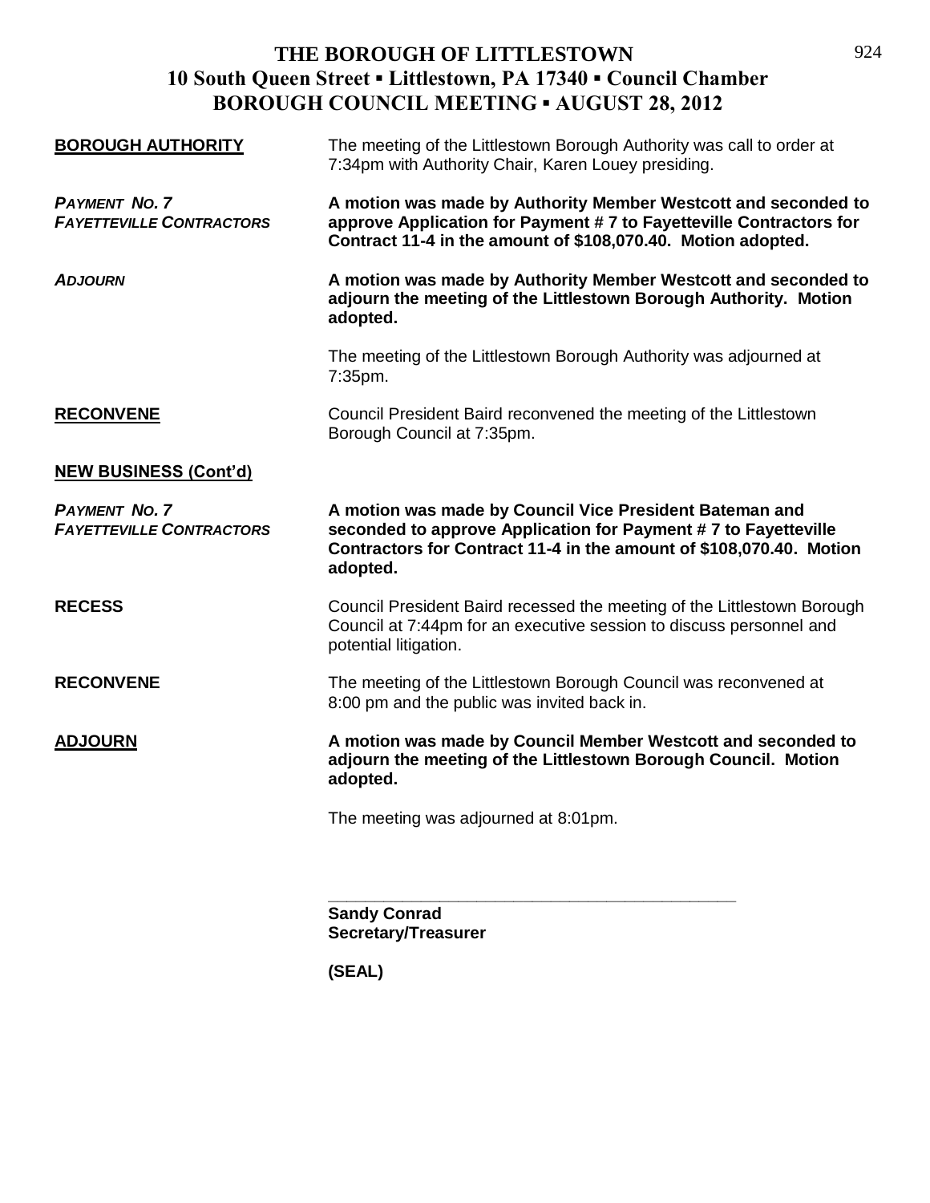**BOROUGH AUTHORITY**

The meeting of the Littlestown Borough Authority was call to order at 7:34pm with Authority Chair, Karen Louey presiding.

***PAYMENT NO. 7 FAYETTEVILLE CONTRACTORS***

**A motion was made by Authority Member Westcott and seconded to approve Application for Payment # 7 to Fayetteville Contractors for Contract 11-4 in the amount of $108,070.40. Motion adopted.**

***ADJOURN***

**A motion was made by Authority Member Westcott and seconded to adjourn the meeting of the Littlestown Borough Authority. Motion adopted.**

The meeting of the Littlestown Borough Authority was adjourned at 7:35pm.

**RECONVENE**

Council President Baird reconvened the meeting of the Littlestown Borough Council at 7:35pm.

**NEW BUSINESS (Cont'd)**

***PAYMENT NO. 7 FAYETTEVILLE CONTRACTORS***

**A motion was made by Council Vice President Bateman and seconded to approve Application for Payment # 7 to Fayetteville Contractors for Contract 11-4 in the amount of $108,070.40. Motion adopted.**

**RECESS**

Council President Baird recessed the meeting of the Littlestown Borough Council at 7:44pm for an executive session to discuss personnel and potential litigation.

**RECONVENE**

The meeting of the Littlestown Borough Council was reconvened at 8:00 pm and the public was invited back in.

**ADJOURN**

**A motion was made by Council Member Westcott and seconded to adjourn the meeting of the Littlestown Borough Council. Motion adopted.**

The meeting was adjourned at 8:01pm.

\_\_\_\_\_\_\_\_\_\_\_\_\_\_\_\_\_\_\_\_\_\_\_\_\_\_\_\_\_\_\_\_\_\_\_\_\_\_\_\_\_\_

**Sandy Conrad**
**Secretary/Treasurer**

**(SEAL)**